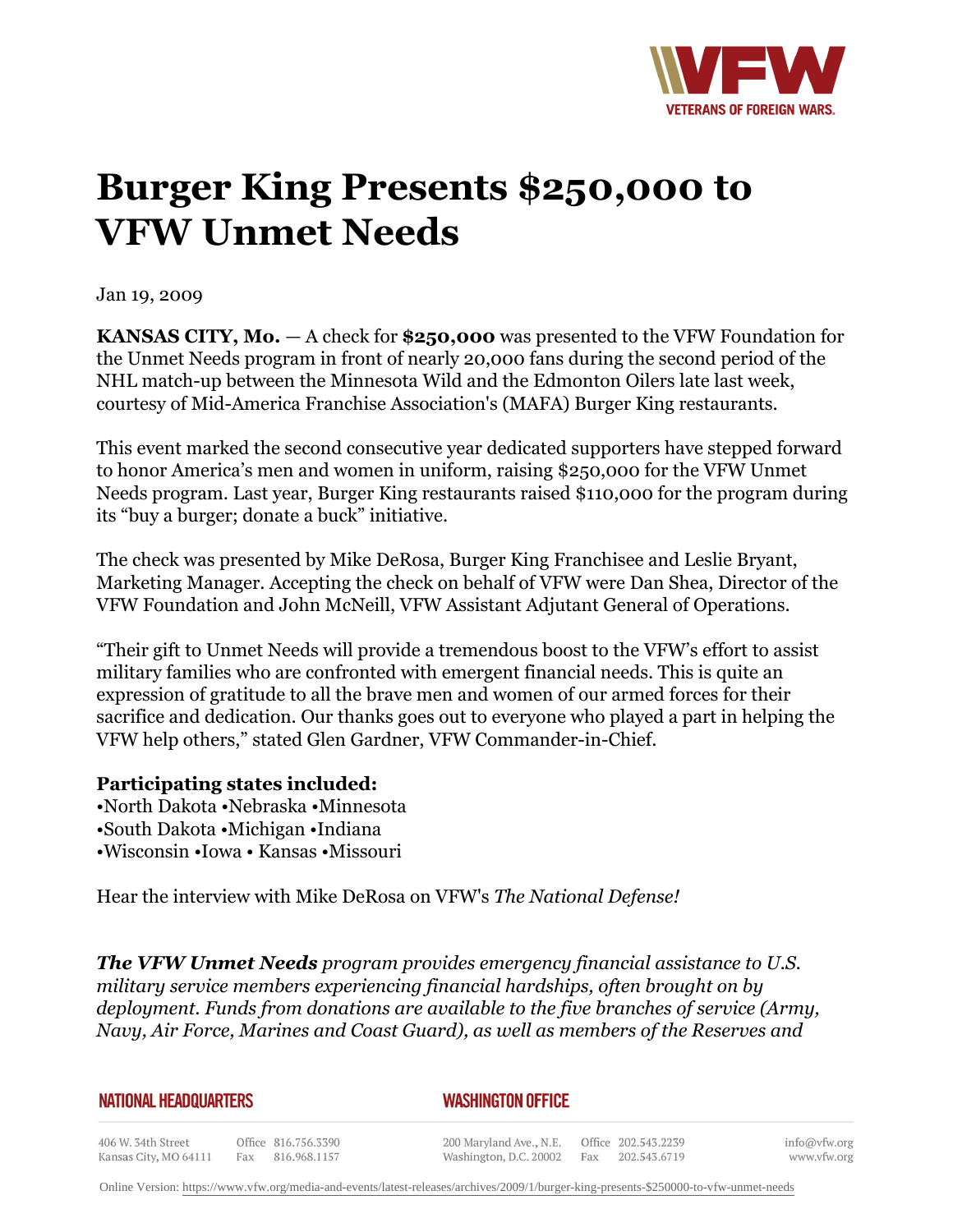# Burger King Presents $250,000 to VFW Unmet Needs

Jan 19, 2009

**KANSAS CITY, Mo.** — A check for **$250,000** was presented to the VFW Foundation for the Unmet Needs program in front of nearly 20,000 fans during the second period of the NHL match-up between the Minnesota Wild and the Edmonton Oilers late last week, courtesy of Mid-America Franchise Association's (MAFA) Burger King restaurants.

This event marked the second consecutive year dedicated supporters have stepped forward to honor America's men and women in uniform, raising $250,000 for the VFW Unmet Needs program. Last year, Burger King restaurants raised $110,000 for the program during its "buy a burger; donate a buck" initiative.

The check was presented by Mike DeRosa, Burger King Franchisee and Leslie Bryant, Marketing Manager. Accepting the check on behalf of VFW were Dan Shea, Director of the VFW Foundation and John McNeill, VFW Assistant Adjutant General of Operations.

"Their gift to Unmet Needs will provide a tremendous boost to the VFW's effort to assist military families who are confronted with emergent financial needs. This is quite an expression of gratitude to all the brave men and women of our armed forces for their sacrifice and dedication. Our thanks goes out to everyone who played a part in helping the VFW help others," stated Glen Gardner, VFW Commander-in-Chief.

**Participating states included:**
•North Dakota •Nebraska •Minnesota
•South Dakota •Michigan •Indiana
•Wisconsin •Iowa • Kansas •Missouri

Hear the interview with Mike DeRosa on VFW's *The National Defense!*

***The VFW Unmet Needs*** *program provides emergency financial assistance to U.S. military service members experiencing financial hardships, often brought on by deployment. Funds from donations are available to the five branches of service (Army, Navy, Air Force, Marines and Coast Guard), as well as members of the Reserves and*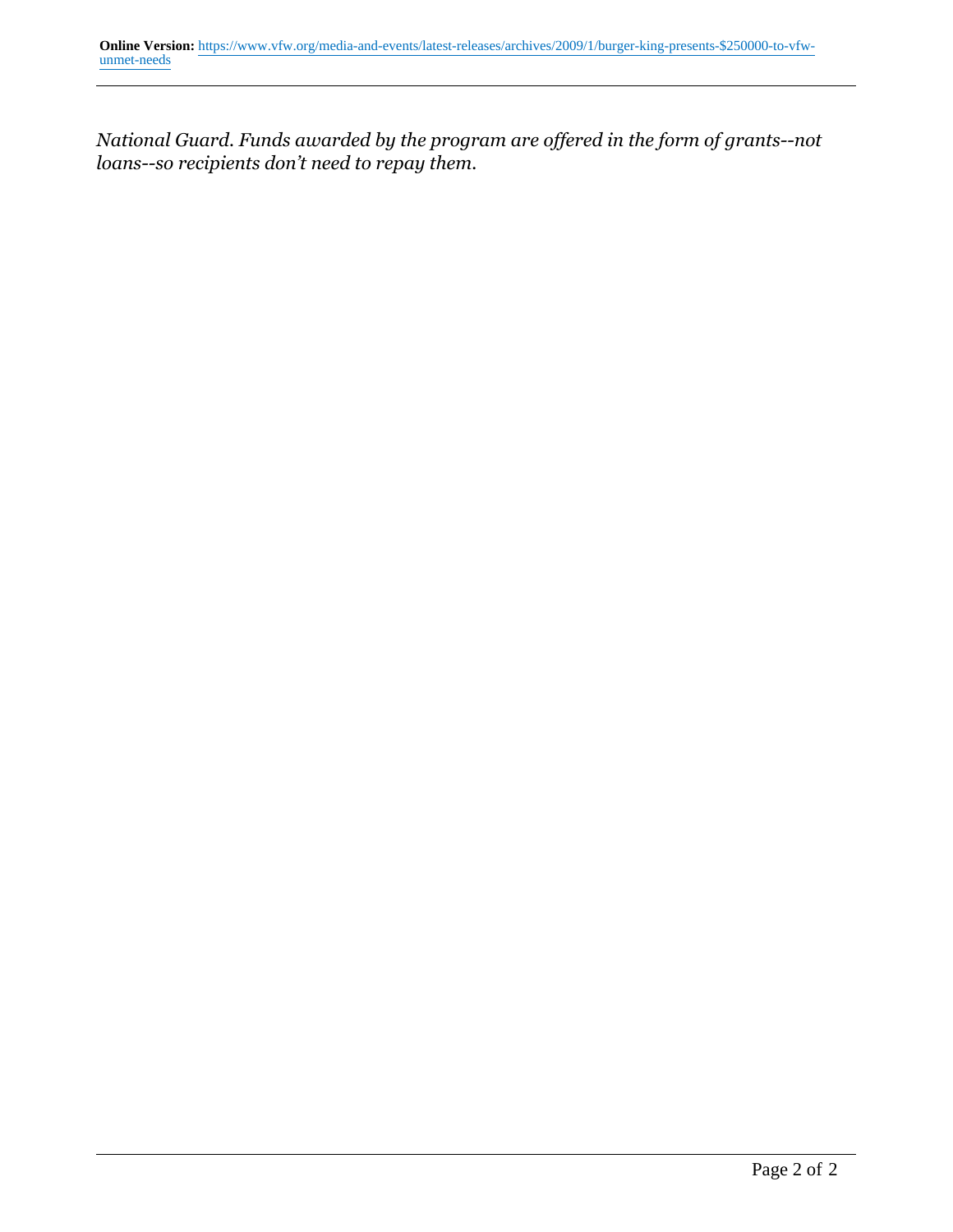*National Guard. Funds awarded by the program are offered in the form of grants--not loans--so recipients don't need to repay them.*